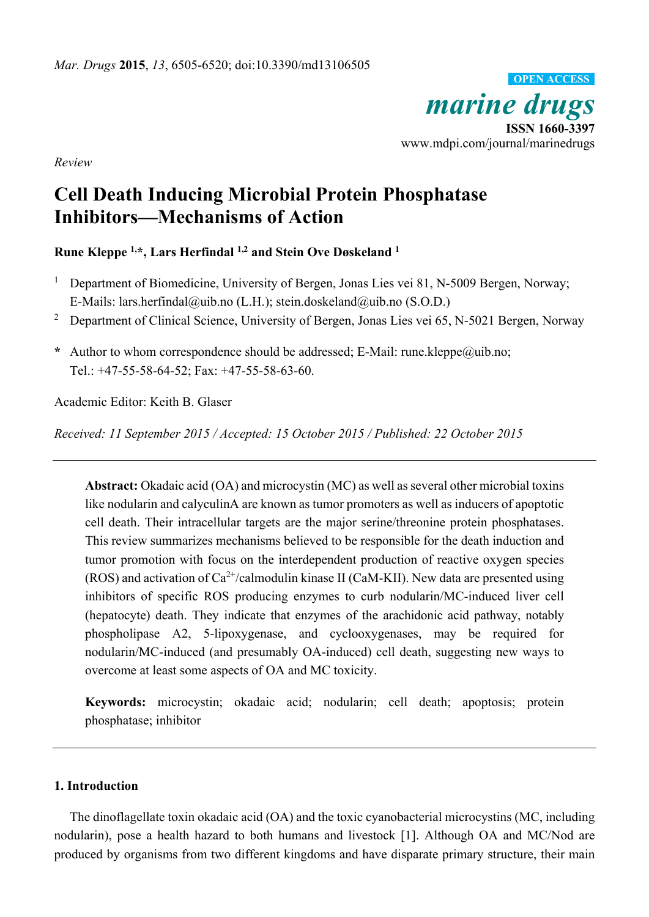*Review*

# Cell Death Inducing Microbial Protein Phosphatase Inhibitors—Mechanisms of Action

**Rune Kleppe [1,*], Lars Herfindal [1,2] and Stein Ove Døskeland [1]**

[1] Department of Biomedicine, University of Bergen, Jonas Lies vei 81, N-5009 Bergen, Norway; E-Mails: lars.herfindal@uib.no (L.H.); stein.doskeland@uib.no (S.O.D.)

[2] Department of Clinical Science, University of Bergen, Jonas Lies vei 65, N-5021 Bergen, Norway

**\*** Author to whom correspondence should be addressed; E-Mail: rune.kleppe@uib.no; Tel.: +47-55-58-64-52; Fax: +47-55-58-63-60.

Academic Editor: Keith B. Glaser

*Received: 11 September 2015 / Accepted: 15 October 2015 / Published: 22 October 2015*

---

**Abstract:** Okadaic acid (OA) and microcystin (MC) as well as several other microbial toxins like nodularin and calyculinA are known as tumor promoters as well as inducers of apoptotic cell death. Their intracellular targets are the major serine/threonine protein phosphatases. This review summarizes mechanisms believed to be responsible for the death induction and tumor promotion with focus on the interdependent production of reactive oxygen species (ROS) and activation of $Ca^{2+}$/calmodulin kinase II (CaM-KII). New data are presented using inhibitors of specific ROS producing enzymes to curb nodularin/MC-induced liver cell (hepatocyte) death. They indicate that enzymes of the arachidonic acid pathway, notably phospholipase A2, 5-lipoxygenase, and cyclooxygenases, may be required for nodularin/MC-induced (and presumably OA-induced) cell death, suggesting new ways to overcome at least some aspects of OA and MC toxicity.

**Keywords:** microcystin; okadaic acid; nodularin; cell death; apoptosis; protein phosphatase; inhibitor

---

## 1. Introduction

The dinoflagellate toxin okadaic acid (OA) and the toxic cyanobacterial microcystins (MC, including nodularin), pose a health hazard to both humans and livestock [1]. Although OA and MC/Nod are produced by organisms from two different kingdoms and have disparate primary structure, their main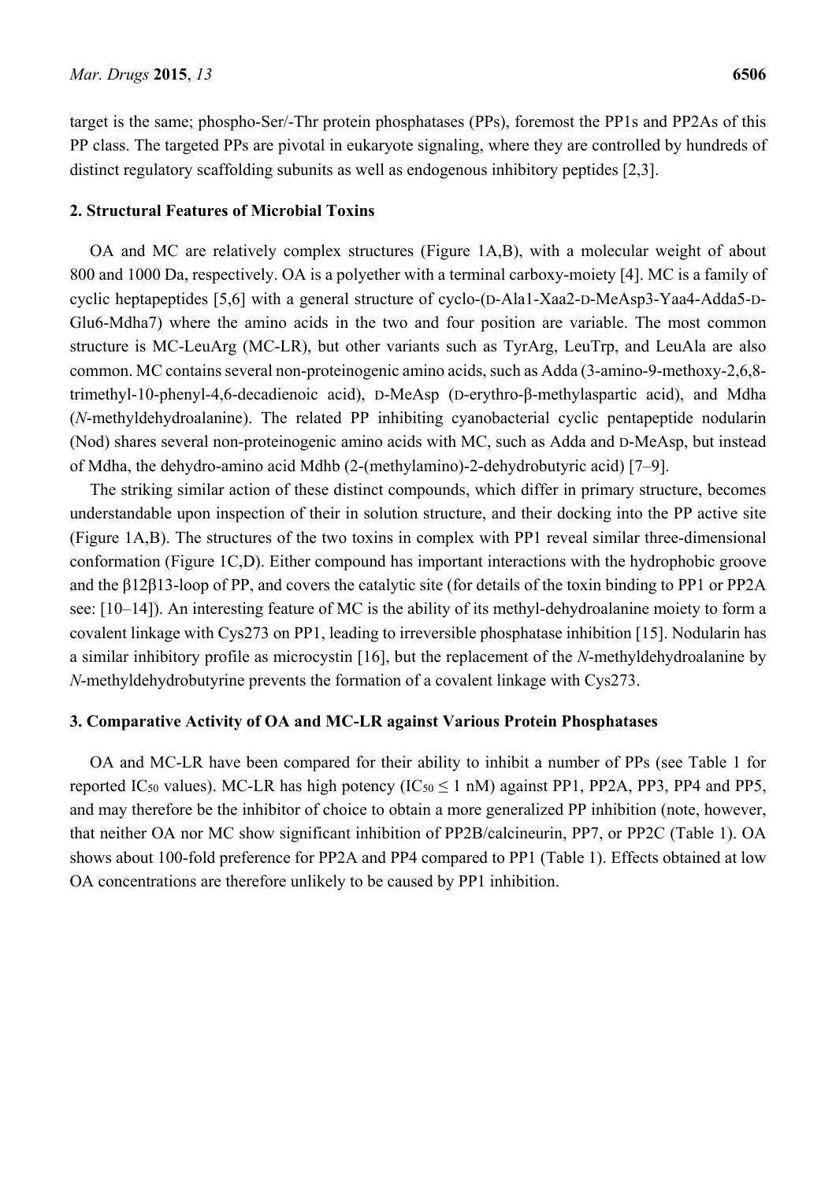target is the same; phospho-Ser/-Thr protein phosphatases (PPs), foremost the PP1s and PP2As of this PP class. The targeted PPs are pivotal in eukaryote signaling, where they are controlled by hundreds of distinct regulatory scaffolding subunits as well as endogenous inhibitory peptides [2,3].

## 2. Structural Features of Microbial Toxins

OA and MC are relatively complex structures (Figure 1A,B), with a molecular weight of about 800 and 1000 Da, respectively. OA is a polyether with a terminal carboxy-moiety [4]. MC is a family of cyclic heptapeptides [5,6] with a general structure of cyclo-(D-Ala1-Xaa2-D-MeAsp3-Yaa4-Adda5-D-Glu6-Mdha7) where the amino acids in the two and four position are variable. The most common structure is MC-LeuArg (MC-LR), but other variants such as TyrArg, LeuTrp, and LeuAla are also common. MC contains several non-proteinogenic amino acids, such as Adda (3-amino-9-methoxy-2,6,8-trimethyl-10-phenyl-4,6-decadienoic acid), D-MeAsp (D-erythro-β-methylaspartic acid), and Mdha (*N*-methyldehydroalanine). The related PP inhibiting cyanobacterial cyclic pentapeptide nodularin (Nod) shares several non-proteinogenic amino acids with MC, such as Adda and D-MeAsp, but instead of Mdha, the dehydro-amino acid Mdhb (2-(methylamino)-2-dehydrobutyric acid) [7–9].

The striking similar action of these distinct compounds, which differ in primary structure, becomes understandable upon inspection of their in solution structure, and their docking into the PP active site (Figure 1A,B). The structures of the two toxins in complex with PP1 reveal similar three-dimensional conformation (Figure 1C,D). Either compound has important interactions with the hydrophobic groove and the β12β13-loop of PP, and covers the catalytic site (for details of the toxin binding to PP1 or PP2A see: [10–14]). An interesting feature of MC is the ability of its methyl-dehydroalanine moiety to form a covalent linkage with Cys273 on PP1, leading to irreversible phosphatase inhibition [15]. Nodularin has a similar inhibitory profile as microcystin [16], but the replacement of the *N*-methyldehydroalanine by *N*-methyldehydrobutyrine prevents the formation of a covalent linkage with Cys273.

## 3. Comparative Activity of OA and MC-LR against Various Protein Phosphatases

OA and MC-LR have been compared for their ability to inhibit a number of PPs (see Table 1 for reported $IC_{50}$ values). MC-LR has high potency ($IC_{50} \leq 1$ nM) against PP1, PP2A, PP3, PP4 and PP5, and may therefore be the inhibitor of choice to obtain a more generalized PP inhibition (note, however, that neither OA nor MC show significant inhibition of PP2B/calcineurin, PP7, or PP2C (Table 1). OA shows about 100-fold preference for PP2A and PP4 compared to PP1 (Table 1). Effects obtained at low OA concentrations are therefore unlikely to be caused by PP1 inhibition.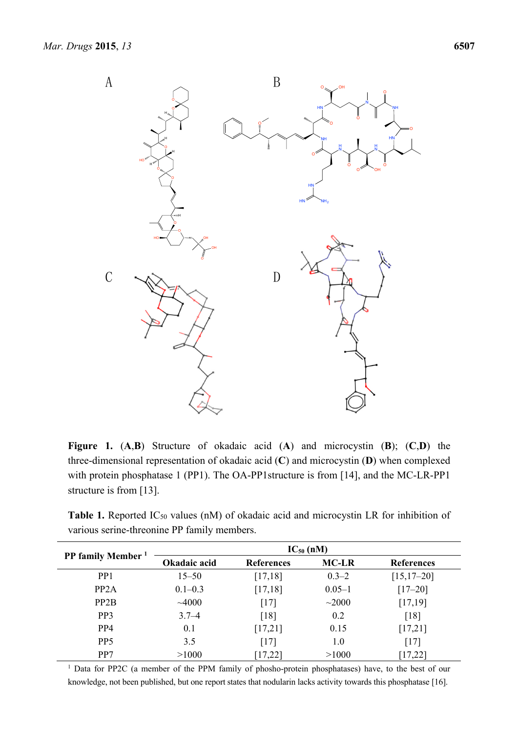**Figure 1.** (**A**,**B**) Structure of okadaic acid (**A**) and microcystin (**B**); (**C**,**D**) the three-dimensional representation of okadaic acid (**C**) and microcystin (**D**) when complexed with protein phosphatase 1 (PP1). The OA-PP1structure is from [14], and the MC-LR-PP1 structure is from [13].

**Table 1.** Reported $IC_{50}$ values (nM) of okadaic acid and microcystin LR for inhibition of various serine-threonine PP family members.

| PP family Member [1] | $IC_{50}$ (nM) | | | |
|---|---|---|---|---|
| | Okadaic acid | References | MC-LR | References |
| PP1 | 15–50 | [17,18] | 0.3–2 | [15,17–20] |
| PP2A | 0.1–0.3 | [17,18] | 0.05–1 | [17–20] |
| PP2B | ~4000 | [17] | ~2000 | [17,19] |
| PP3 | 3.7–4 | [18] | 0.2 | [18] |
| PP4 | 0.1 | [17,21] | 0.15 | [17,21] |
| PP5 | 3.5 | [17] | 1.0 | [17] |
| PP7 | >1000 | [17,22] | >1000 | [17,22] |

[1] Data for PP2C (a member of the PPM family of phospho-protein phosphatases) have, to the best of our knowledge, not been published, but one report states that nodularin lacks activity towards this phosphatase [16].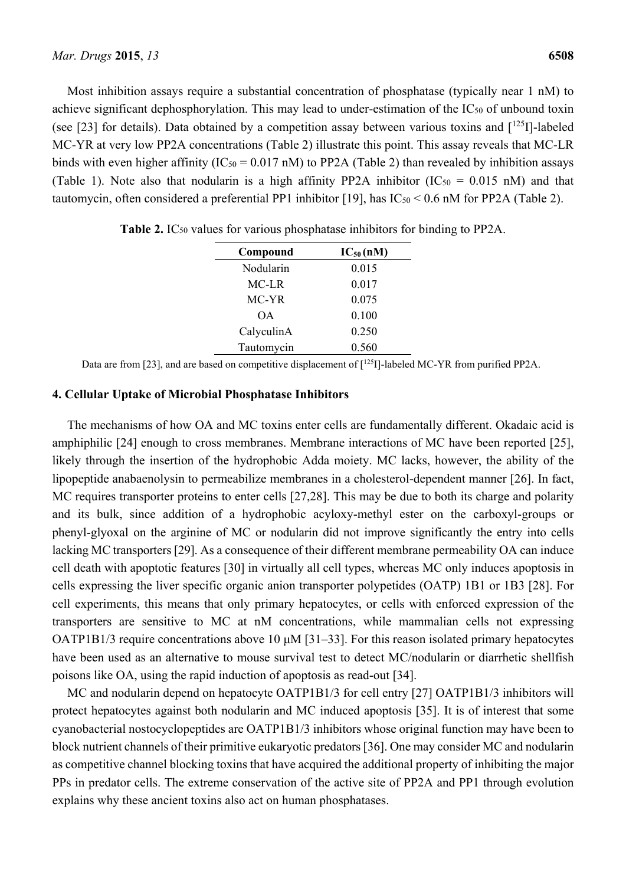Most inhibition assays require a substantial concentration of phosphatase (typically near 1 nM) to achieve significant dephosphorylation. This may lead to under-estimation of the $IC_{50}$ of unbound toxin (see [23] for details). Data obtained by a competition assay between various toxins and [$^{125}$I]-labeled MC-YR at very low PP2A concentrations (Table 2) illustrate this point. This assay reveals that MC-LR binds with even higher affinity ($IC_{50}$ = 0.017 nM) to PP2A (Table 2) than revealed by inhibition assays (Table 1). Note also that nodularin is a high affinity PP2A inhibitor ($IC_{50}$ = 0.015 nM) and that tautomycin, often considered a preferential PP1 inhibitor [19], has $IC_{50}$ < 0.6 nM for PP2A (Table 2).

**Table 2.** $IC_{50}$ values for various phosphatase inhibitors for binding to PP2A.

| Compound | $IC_{50}$ (nM) |
|---|---|
| Nodularin | 0.015 |
| MC-LR | 0.017 |
| MC-YR | 0.075 |
| OA | 0.100 |
| CalyculinA | 0.250 |
| Tautomycin | 0.560 |

Data are from [23], and are based on competitive displacement of [$^{125}$I]-labeled MC-YR from purified PP2A.

## 4. Cellular Uptake of Microbial Phosphatase Inhibitors

The mechanisms of how OA and MC toxins enter cells are fundamentally different. Okadaic acid is amphiphilic [24] enough to cross membranes. Membrane interactions of MC have been reported [25], likely through the insertion of the hydrophobic Adda moiety. MC lacks, however, the ability of the lipopeptide anabaenolysin to permeabilize membranes in a cholesterol-dependent manner [26]. In fact, MC requires transporter proteins to enter cells [27,28]. This may be due to both its charge and polarity and its bulk, since addition of a hydrophobic acyloxy-methyl ester on the carboxyl-groups or phenyl-glyoxal on the arginine of MC or nodularin did not improve significantly the entry into cells lacking MC transporters [29]. As a consequence of their different membrane permeability OA can induce cell death with apoptotic features [30] in virtually all cell types, whereas MC only induces apoptosis in cells expressing the liver specific organic anion transporter polypetides (OATP) 1B1 or 1B3 [28]. For cell experiments, this means that only primary hepatocytes, or cells with enforced expression of the transporters are sensitive to MC at nM concentrations, while mammalian cells not expressing OATP1B1/3 require concentrations above 10 μM [31–33]. For this reason isolated primary hepatocytes have been used as an alternative to mouse survival test to detect MC/nodularin or diarrhetic shellfish poisons like OA, using the rapid induction of apoptosis as read-out [34].

MC and nodularin depend on hepatocyte OATP1B1/3 for cell entry [27] OATP1B1/3 inhibitors will protect hepatocytes against both nodularin and MC induced apoptosis [35]. It is of interest that some cyanobacterial nostocyclopeptides are OATP1B1/3 inhibitors whose original function may have been to block nutrient channels of their primitive eukaryotic predators [36]. One may consider MC and nodularin as competitive channel blocking toxins that have acquired the additional property of inhibiting the major PPs in predator cells. The extreme conservation of the active site of PP2A and PP1 through evolution explains why these ancient toxins also act on human phosphatases.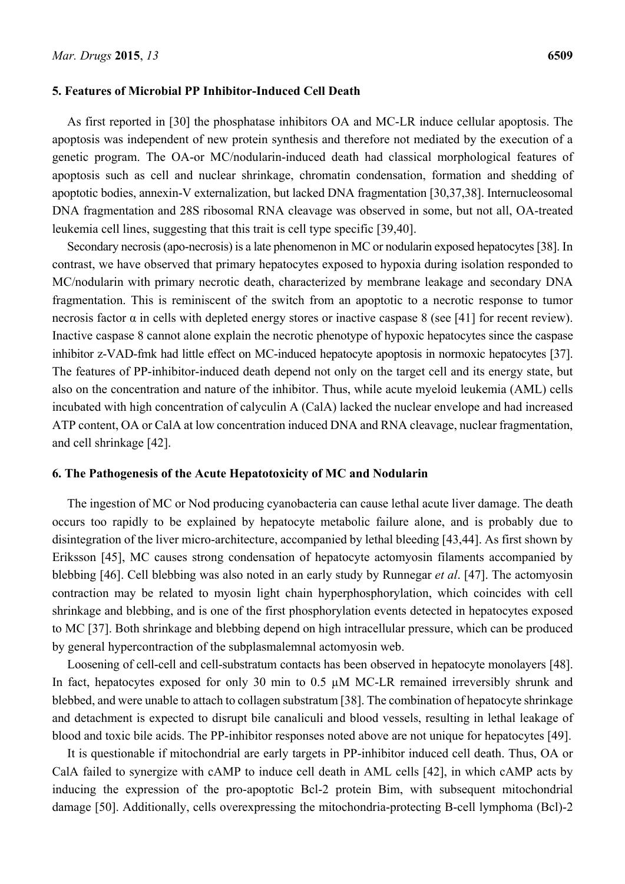## 5. Features of Microbial PP Inhibitor-Induced Cell Death

As first reported in [30] the phosphatase inhibitors OA and MC-LR induce cellular apoptosis. The apoptosis was independent of new protein synthesis and therefore not mediated by the execution of a genetic program. The OA-or MC/nodularin-induced death had classical morphological features of apoptosis such as cell and nuclear shrinkage, chromatin condensation, formation and shedding of apoptotic bodies, annexin-V externalization, but lacked DNA fragmentation [30,37,38]. Internucleosomal DNA fragmentation and 28S ribosomal RNA cleavage was observed in some, but not all, OA-treated leukemia cell lines, suggesting that this trait is cell type specific [39,40].

Secondary necrosis (apo-necrosis) is a late phenomenon in MC or nodularin exposed hepatocytes [38]. In contrast, we have observed that primary hepatocytes exposed to hypoxia during isolation responded to MC/nodularin with primary necrotic death, characterized by membrane leakage and secondary DNA fragmentation. This is reminiscent of the switch from an apoptotic to a necrotic response to tumor necrosis factor α in cells with depleted energy stores or inactive caspase 8 (see [41] for recent review). Inactive caspase 8 cannot alone explain the necrotic phenotype of hypoxic hepatocytes since the caspase inhibitor z-VAD-fmk had little effect on MC-induced hepatocyte apoptosis in normoxic hepatocytes [37]. The features of PP-inhibitor-induced death depend not only on the target cell and its energy state, but also on the concentration and nature of the inhibitor. Thus, while acute myeloid leukemia (AML) cells incubated with high concentration of calyculin A (CalA) lacked the nuclear envelope and had increased ATP content, OA or CalA at low concentration induced DNA and RNA cleavage, nuclear fragmentation, and cell shrinkage [42].

## 6. The Pathogenesis of the Acute Hepatotoxicity of MC and Nodularin

The ingestion of MC or Nod producing cyanobacteria can cause lethal acute liver damage. The death occurs too rapidly to be explained by hepatocyte metabolic failure alone, and is probably due to disintegration of the liver micro-architecture, accompanied by lethal bleeding [43,44]. As first shown by Eriksson [45], MC causes strong condensation of hepatocyte actomyosin filaments accompanied by blebbing [46]. Cell blebbing was also noted in an early study by Runnegar *et al*. [47]. The actomyosin contraction may be related to myosin light chain hyperphosphorylation, which coincides with cell shrinkage and blebbing, and is one of the first phosphorylation events detected in hepatocytes exposed to MC [37]. Both shrinkage and blebbing depend on high intracellular pressure, which can be produced by general hypercontraction of the subplasmalemnal actomyosin web.

Loosening of cell-cell and cell-substratum contacts has been observed in hepatocyte monolayers [48]. In fact, hepatocytes exposed for only 30 min to 0.5 µM MC-LR remained irreversibly shrunk and blebbed, and were unable to attach to collagen substratum [38]. The combination of hepatocyte shrinkage and detachment is expected to disrupt bile canaliculi and blood vessels, resulting in lethal leakage of blood and toxic bile acids. The PP-inhibitor responses noted above are not unique for hepatocytes [49].

It is questionable if mitochondrial are early targets in PP-inhibitor induced cell death. Thus, OA or CalA failed to synergize with cAMP to induce cell death in AML cells [42], in which cAMP acts by inducing the expression of the pro-apoptotic Bcl-2 protein Bim, with subsequent mitochondrial damage [50]. Additionally, cells overexpressing the mitochondria-protecting B-cell lymphoma (Bcl)-2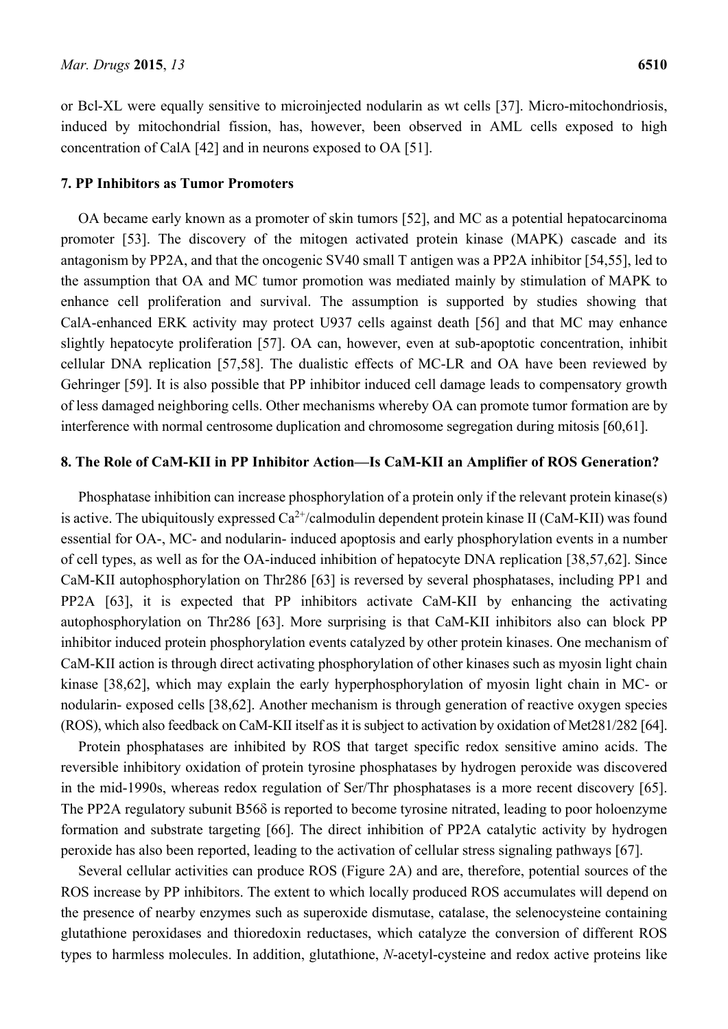or Bcl-XL were equally sensitive to microinjected nodularin as wt cells [37]. Micro-mitochondriosis, induced by mitochondrial fission, has, however, been observed in AML cells exposed to high concentration of CalA [42] and in neurons exposed to OA [51].

## 7. PP Inhibitors as Tumor Promoters

OA became early known as a promoter of skin tumors [52], and MC as a potential hepatocarcinoma promoter [53]. The discovery of the mitogen activated protein kinase (MAPK) cascade and its antagonism by PP2A, and that the oncogenic SV40 small T antigen was a PP2A inhibitor [54,55], led to the assumption that OA and MC tumor promotion was mediated mainly by stimulation of MAPK to enhance cell proliferation and survival. The assumption is supported by studies showing that CalA-enhanced ERK activity may protect U937 cells against death [56] and that MC may enhance slightly hepatocyte proliferation [57]. OA can, however, even at sub-apoptotic concentration, inhibit cellular DNA replication [57,58]. The dualistic effects of MC-LR and OA have been reviewed by Gehringer [59]. It is also possible that PP inhibitor induced cell damage leads to compensatory growth of less damaged neighboring cells. Other mechanisms whereby OA can promote tumor formation are by interference with normal centrosome duplication and chromosome segregation during mitosis [60,61].

## 8. The Role of CaM-KII in PP Inhibitor Action—Is CaM-KII an Amplifier of ROS Generation?

Phosphatase inhibition can increase phosphorylation of a protein only if the relevant protein kinase(s) is active. The ubiquitously expressed $Ca^{2+}$/calmodulin dependent protein kinase II (CaM-KII) was found essential for OA-, MC- and nodularin- induced apoptosis and early phosphorylation events in a number of cell types, as well as for the OA-induced inhibition of hepatocyte DNA replication [38,57,62]. Since CaM-KII autophosphorylation on Thr286 [63] is reversed by several phosphatases, including PP1 and PP2A [63], it is expected that PP inhibitors activate CaM-KII by enhancing the activating autophosphorylation on Thr286 [63]. More surprising is that CaM-KII inhibitors also can block PP inhibitor induced protein phosphorylation events catalyzed by other protein kinases. One mechanism of CaM-KII action is through direct activating phosphorylation of other kinases such as myosin light chain kinase [38,62], which may explain the early hyperphosphorylation of myosin light chain in MC- or nodularin- exposed cells [38,62]. Another mechanism is through generation of reactive oxygen species (ROS), which also feedback on CaM-KII itself as it is subject to activation by oxidation of Met281/282 [64].

Protein phosphatases are inhibited by ROS that target specific redox sensitive amino acids. The reversible inhibitory oxidation of protein tyrosine phosphatases by hydrogen peroxide was discovered in the mid-1990s, whereas redox regulation of Ser/Thr phosphatases is a more recent discovery [65]. The PP2A regulatory subunit B56δ is reported to become tyrosine nitrated, leading to poor holoenzyme formation and substrate targeting [66]. The direct inhibition of PP2A catalytic activity by hydrogen peroxide has also been reported, leading to the activation of cellular stress signaling pathways [67].

Several cellular activities can produce ROS (Figure 2A) and are, therefore, potential sources of the ROS increase by PP inhibitors. The extent to which locally produced ROS accumulates will depend on the presence of nearby enzymes such as superoxide dismutase, catalase, the selenocysteine containing glutathione peroxidases and thioredoxin reductases, which catalyze the conversion of different ROS types to harmless molecules. In addition, glutathione, *N*-acetyl-cysteine and redox active proteins like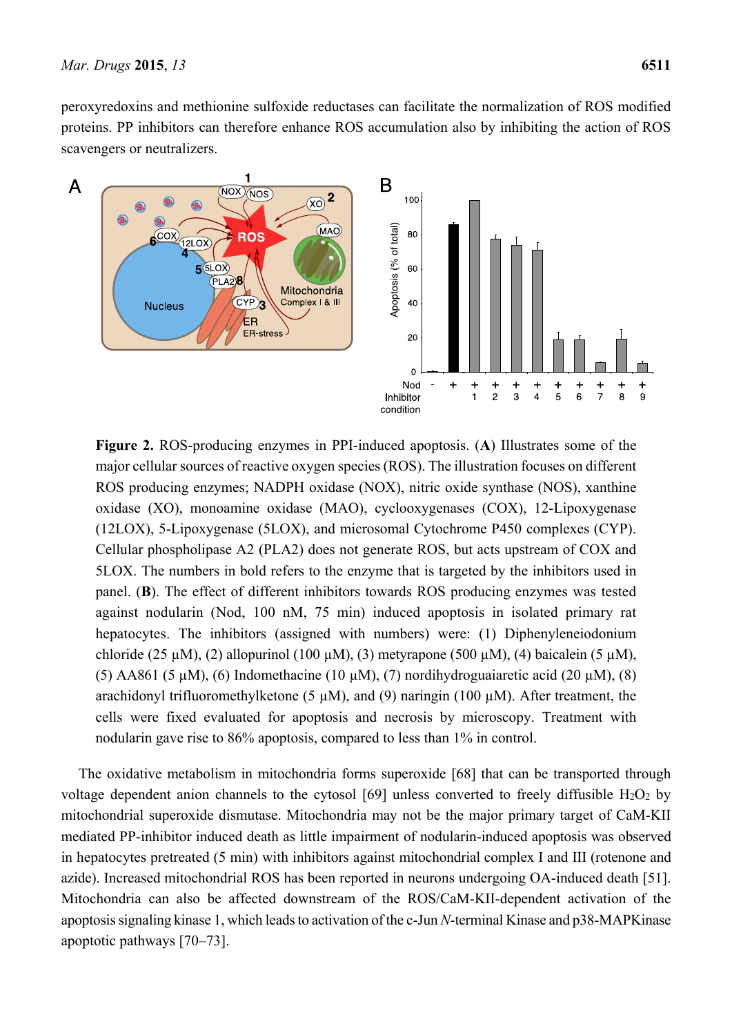peroxyredoxins and methionine sulfoxide reductases can facilitate the normalization of ROS modified proteins. PP inhibitors can therefore enhance ROS accumulation also by inhibiting the action of ROS scavengers or neutralizers.

**Figure 2.** ROS-producing enzymes in PPI-induced apoptosis. (**A**) Illustrates some of the major cellular sources of reactive oxygen species (ROS). The illustration focuses on different ROS producing enzymes; NADPH oxidase (NOX), nitric oxide synthase (NOS), xanthine oxidase (XO), monoamine oxidase (MAO), cyclooxygenases (COX), 12-Lipoxygenase (12LOX), 5-Lipoxygenase (5LOX), and microsomal Cytochrome P450 complexes (CYP). Cellular phospholipase A2 (PLA2) does not generate ROS, but acts upstream of COX and 5LOX. The numbers in bold refers to the enzyme that is targeted by the inhibitors used in panel. (**B**). The effect of different inhibitors towards ROS producing enzymes was tested against nodularin (Nod, 100 nM, 75 min) induced apoptosis in isolated primary rat hepatocytes. The inhibitors (assigned with numbers) were: (1) Diphenyleneiodonium chloride (25 µM), (2) allopurinol (100 µM), (3) metyrapone (500 µM), (4) baicalein (5 µM), (5) AA861 (5 µM), (6) Indomethacine (10 µM), (7) nordihydroguaiaretic acid (20 µM), (8) arachidonyl trifluoromethylketone (5 µM), and (9) naringin (100 µM). After treatment, the cells were fixed evaluated for apoptosis and necrosis by microscopy. Treatment with nodularin gave rise to 86% apoptosis, compared to less than 1% in control.

The oxidative metabolism in mitochondria forms superoxide [68] that can be transported through voltage dependent anion channels to the cytosol [69] unless converted to freely diffusible $H_2O_2$ by mitochondrial superoxide dismutase. Mitochondria may not be the major primary target of CaM-KII mediated PP-inhibitor induced death as little impairment of nodularin-induced apoptosis was observed in hepatocytes pretreated (5 min) with inhibitors against mitochondrial complex I and III (rotenone and azide). Increased mitochondrial ROS has been reported in neurons undergoing OA-induced death [51]. Mitochondria can also be affected downstream of the ROS/CaM-KII-dependent activation of the apoptosis signaling kinase 1, which leads to activation of the c-Jun *N*-terminal Kinase and p38-MAPKinase apoptotic pathways [70–73].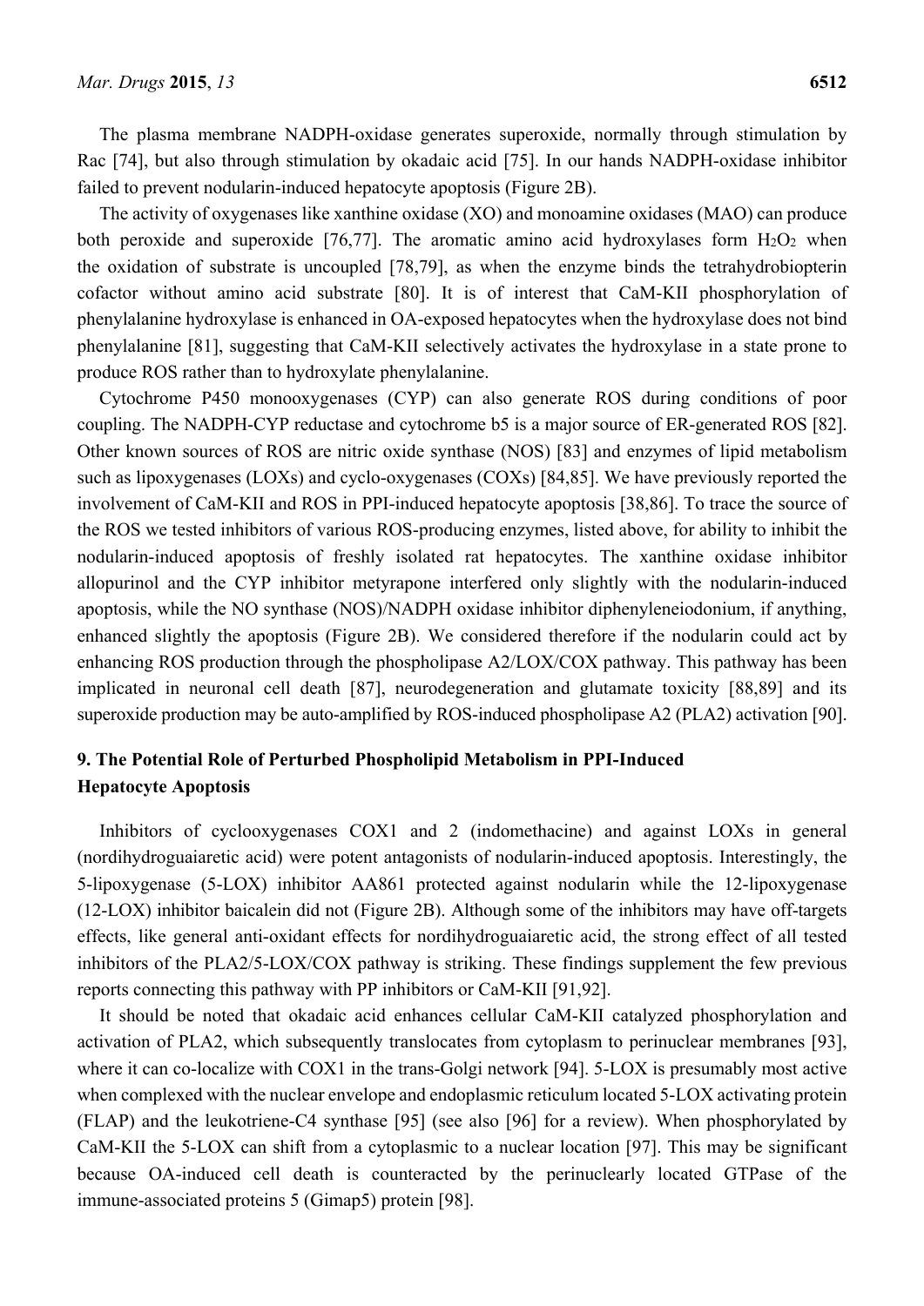The plasma membrane NADPH-oxidase generates superoxide, normally through stimulation by Rac [74], but also through stimulation by okadaic acid [75]. In our hands NADPH-oxidase inhibitor failed to prevent nodularin-induced hepatocyte apoptosis (Figure 2B).

The activity of oxygenases like xanthine oxidase (XO) and monoamine oxidases (MAO) can produce both peroxide and superoxide [76,77]. The aromatic amino acid hydroxylases form $H_2O_2$ when the oxidation of substrate is uncoupled [78,79], as when the enzyme binds the tetrahydrobiopterin cofactor without amino acid substrate [80]. It is of interest that CaM-KII phosphorylation of phenylalanine hydroxylase is enhanced in OA-exposed hepatocytes when the hydroxylase does not bind phenylalanine [81], suggesting that CaM-KII selectively activates the hydroxylase in a state prone to produce ROS rather than to hydroxylate phenylalanine.

Cytochrome P450 monooxygenases (CYP) can also generate ROS during conditions of poor coupling. The NADPH-CYP reductase and cytochrome b5 is a major source of ER-generated ROS [82]. Other known sources of ROS are nitric oxide synthase (NOS) [83] and enzymes of lipid metabolism such as lipoxygenases (LOXs) and cyclo-oxygenases (COXs) [84,85]. We have previously reported the involvement of CaM-KII and ROS in PPI-induced hepatocyte apoptosis [38,86]. To trace the source of the ROS we tested inhibitors of various ROS-producing enzymes, listed above, for ability to inhibit the nodularin-induced apoptosis of freshly isolated rat hepatocytes. The xanthine oxidase inhibitor allopurinol and the CYP inhibitor metyrapone interfered only slightly with the nodularin-induced apoptosis, while the NO synthase (NOS)/NADPH oxidase inhibitor diphenyleneiodonium, if anything, enhanced slightly the apoptosis (Figure 2B). We considered therefore if the nodularin could act by enhancing ROS production through the phospholipase A2/LOX/COX pathway. This pathway has been implicated in neuronal cell death [87], neurodegeneration and glutamate toxicity [88,89] and its superoxide production may be auto-amplified by ROS-induced phospholipase A2 (PLA2) activation [90].

## 9. The Potential Role of Perturbed Phospholipid Metabolism in PPI-Induced Hepatocyte Apoptosis

Inhibitors of cyclooxygenases COX1 and 2 (indomethacine) and against LOXs in general (nordihydroguaiaretic acid) were potent antagonists of nodularin-induced apoptosis. Interestingly, the 5-lipoxygenase (5-LOX) inhibitor AA861 protected against nodularin while the 12-lipoxygenase (12-LOX) inhibitor baicalein did not (Figure 2B). Although some of the inhibitors may have off-targets effects, like general anti-oxidant effects for nordihydroguaiaretic acid, the strong effect of all tested inhibitors of the PLA2/5-LOX/COX pathway is striking. These findings supplement the few previous reports connecting this pathway with PP inhibitors or CaM-KII [91,92].

It should be noted that okadaic acid enhances cellular CaM-KII catalyzed phosphorylation and activation of PLA2, which subsequently translocates from cytoplasm to perinuclear membranes [93], where it can co-localize with COX1 in the trans-Golgi network [94]. 5-LOX is presumably most active when complexed with the nuclear envelope and endoplasmic reticulum located 5-LOX activating protein (FLAP) and the leukotriene-C4 synthase [95] (see also [96] for a review). When phosphorylated by CaM-KII the 5-LOX can shift from a cytoplasmic to a nuclear location [97]. This may be significant because OA-induced cell death is counteracted by the perinuclearly located GTPase of the immune-associated proteins 5 (Gimap5) protein [98].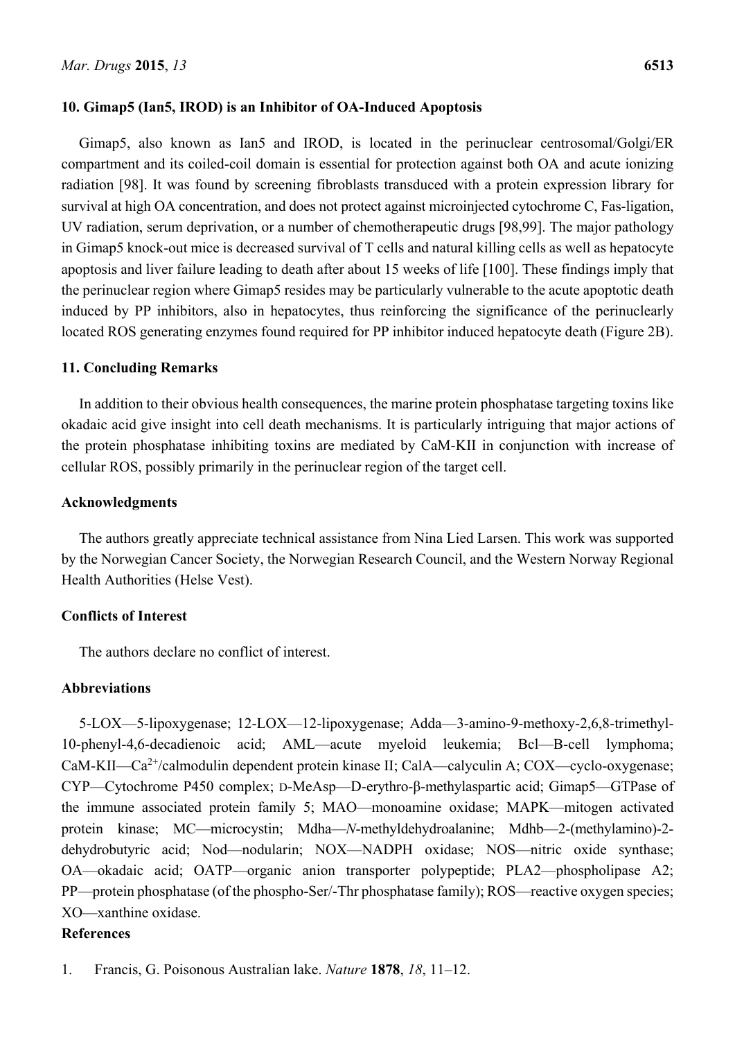## 10. Gimap5 (Ian5, IROD) is an Inhibitor of OA-Induced Apoptosis

Gimap5, also known as Ian5 and IROD, is located in the perinuclear centrosomal/Golgi/ER compartment and its coiled-coil domain is essential for protection against both OA and acute ionizing radiation [98]. It was found by screening fibroblasts transduced with a protein expression library for survival at high OA concentration, and does not protect against microinjected cytochrome C, Fas-ligation, UV radiation, serum deprivation, or a number of chemotherapeutic drugs [98,99]. The major pathology in Gimap5 knock-out mice is decreased survival of T cells and natural killing cells as well as hepatocyte apoptosis and liver failure leading to death after about 15 weeks of life [100]. These findings imply that the perinuclear region where Gimap5 resides may be particularly vulnerable to the acute apoptotic death induced by PP inhibitors, also in hepatocytes, thus reinforcing the significance of the perinuclearly located ROS generating enzymes found required for PP inhibitor induced hepatocyte death (Figure 2B).

## 11. Concluding Remarks

In addition to their obvious health consequences, the marine protein phosphatase targeting toxins like okadaic acid give insight into cell death mechanisms. It is particularly intriguing that major actions of the protein phosphatase inhibiting toxins are mediated by CaM-KII in conjunction with increase of cellular ROS, possibly primarily in the perinuclear region of the target cell.

## Acknowledgments

The authors greatly appreciate technical assistance from Nina Lied Larsen. This work was supported by the Norwegian Cancer Society, the Norwegian Research Council, and the Western Norway Regional Health Authorities (Helse Vest).

## Conflicts of Interest

The authors declare no conflict of interest.

## Abbreviations

5-LOX—5-lipoxygenase; 12-LOX—12-lipoxygenase; Adda—3-amino-9-methoxy-2,6,8-trimethyl-10-phenyl-4,6-decadienoic acid; AML—acute myeloid leukemia; Bcl—B-cell lymphoma; CaM-KII—$Ca^{2+}$/calmodulin dependent protein kinase II; CalA—calyculin A; COX—cyclo-oxygenase; CYP—Cytochrome P450 complex; D-MeAsp—D-erythro-β-methylaspartic acid; Gimap5—GTPase of the immune associated protein family 5; MAO—monoamine oxidase; MAPK—mitogen activated protein kinase; MC—microcystin; Mdha—*N*-methyldehydroalanine; Mdhb—2-(methylamino)-2-dehydrobutyric acid; Nod—nodularin; NOX—NADPH oxidase; NOS—nitric oxide synthase; OA—okadaic acid; OATP—organic anion transporter polypeptide; PLA2—phospholipase A2; PP—protein phosphatase (of the phospho-Ser/-Thr phosphatase family); ROS—reactive oxygen species; XO—xanthine oxidase.

## References

1. Francis, G. Poisonous Australian lake. *Nature* **1878**, *18*, 11–12.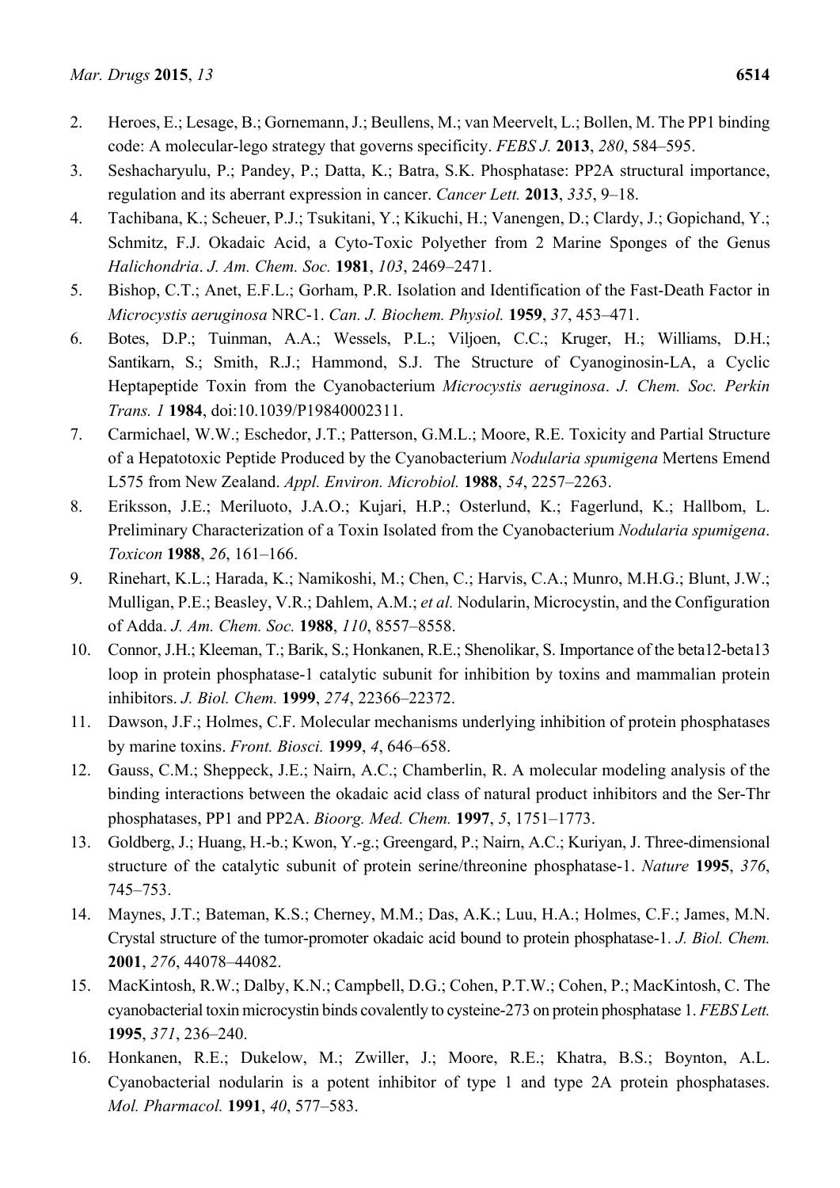2. Heroes, E.; Lesage, B.; Gornemann, J.; Beullens, M.; van Meervelt, L.; Bollen, M. The PP1 binding code: A molecular-lego strategy that governs specificity. *FEBS J.* **2013**, *280*, 584–595.
3. Seshacharyulu, P.; Pandey, P.; Datta, K.; Batra, S.K. Phosphatase: PP2A structural importance, regulation and its aberrant expression in cancer. *Cancer Lett.* **2013**, *335*, 9–18.
4. Tachibana, K.; Scheuer, P.J.; Tsukitani, Y.; Kikuchi, H.; Vanengen, D.; Clardy, J.; Gopichand, Y.; Schmitz, F.J. Okadaic Acid, a Cyto-Toxic Polyether from 2 Marine Sponges of the Genus *Halichondria*. *J. Am. Chem. Soc.* **1981**, *103*, 2469–2471.
5. Bishop, C.T.; Anet, E.F.L.; Gorham, P.R. Isolation and Identification of the Fast-Death Factor in *Microcystis aeruginosa* NRC-1. *Can. J. Biochem. Physiol.* **1959**, *37*, 453–471.
6. Botes, D.P.; Tuinman, A.A.; Wessels, P.L.; Viljoen, C.C.; Kruger, H.; Williams, D.H.; Santikarn, S.; Smith, R.J.; Hammond, S.J. The Structure of Cyanoginosin-LA, a Cyclic Heptapeptide Toxin from the Cyanobacterium *Microcystis aeruginosa*. *J. Chem. Soc. Perkin Trans. 1* **1984**, doi:10.1039/P19840002311.
7. Carmichael, W.W.; Eschedor, J.T.; Patterson, G.M.L.; Moore, R.E. Toxicity and Partial Structure of a Hepatotoxic Peptide Produced by the Cyanobacterium *Nodularia spumigena* Mertens Emend L575 from New Zealand. *Appl. Environ. Microbiol.* **1988**, *54*, 2257–2263.
8. Eriksson, J.E.; Meriluoto, J.A.O.; Kujari, H.P.; Osterlund, K.; Fagerlund, K.; Hallbom, L. Preliminary Characterization of a Toxin Isolated from the Cyanobacterium *Nodularia spumigena*. *Toxicon* **1988**, *26*, 161–166.
9. Rinehart, K.L.; Harada, K.; Namikoshi, M.; Chen, C.; Harvis, C.A.; Munro, M.H.G.; Blunt, J.W.; Mulligan, P.E.; Beasley, V.R.; Dahlem, A.M.; *et al.* Nodularin, Microcystin, and the Configuration of Adda. *J. Am. Chem. Soc.* **1988**, *110*, 8557–8558.
10. Connor, J.H.; Kleeman, T.; Barik, S.; Honkanen, R.E.; Shenolikar, S. Importance of the beta12-beta13 loop in protein phosphatase-1 catalytic subunit for inhibition by toxins and mammalian protein inhibitors. *J. Biol. Chem.* **1999**, *274*, 22366–22372.
11. Dawson, J.F.; Holmes, C.F. Molecular mechanisms underlying inhibition of protein phosphatases by marine toxins. *Front. Biosci.* **1999**, *4*, 646–658.
12. Gauss, C.M.; Sheppeck, J.E.; Nairn, A.C.; Chamberlin, R. A molecular modeling analysis of the binding interactions between the okadaic acid class of natural product inhibitors and the Ser-Thr phosphatases, PP1 and PP2A. *Bioorg. Med. Chem.* **1997**, *5*, 1751–1773.
13. Goldberg, J.; Huang, H.-b.; Kwon, Y.-g.; Greengard, P.; Nairn, A.C.; Kuriyan, J. Three-dimensional structure of the catalytic subunit of protein serine/threonine phosphatase-1. *Nature* **1995**, *376*, 745–753.
14. Maynes, J.T.; Bateman, K.S.; Cherney, M.M.; Das, A.K.; Luu, H.A.; Holmes, C.F.; James, M.N. Crystal structure of the tumor-promoter okadaic acid bound to protein phosphatase-1. *J. Biol. Chem.* **2001**, *276*, 44078–44082.
15. MacKintosh, R.W.; Dalby, K.N.; Campbell, D.G.; Cohen, P.T.W.; Cohen, P.; MacKintosh, C. The cyanobacterial toxin microcystin binds covalently to cysteine-273 on protein phosphatase 1. *FEBS Lett.* **1995**, *371*, 236–240.
16. Honkanen, R.E.; Dukelow, M.; Zwiller, J.; Moore, R.E.; Khatra, B.S.; Boynton, A.L. Cyanobacterial nodularin is a potent inhibitor of type 1 and type 2A protein phosphatases. *Mol. Pharmacol.* **1991**, *40*, 577–583.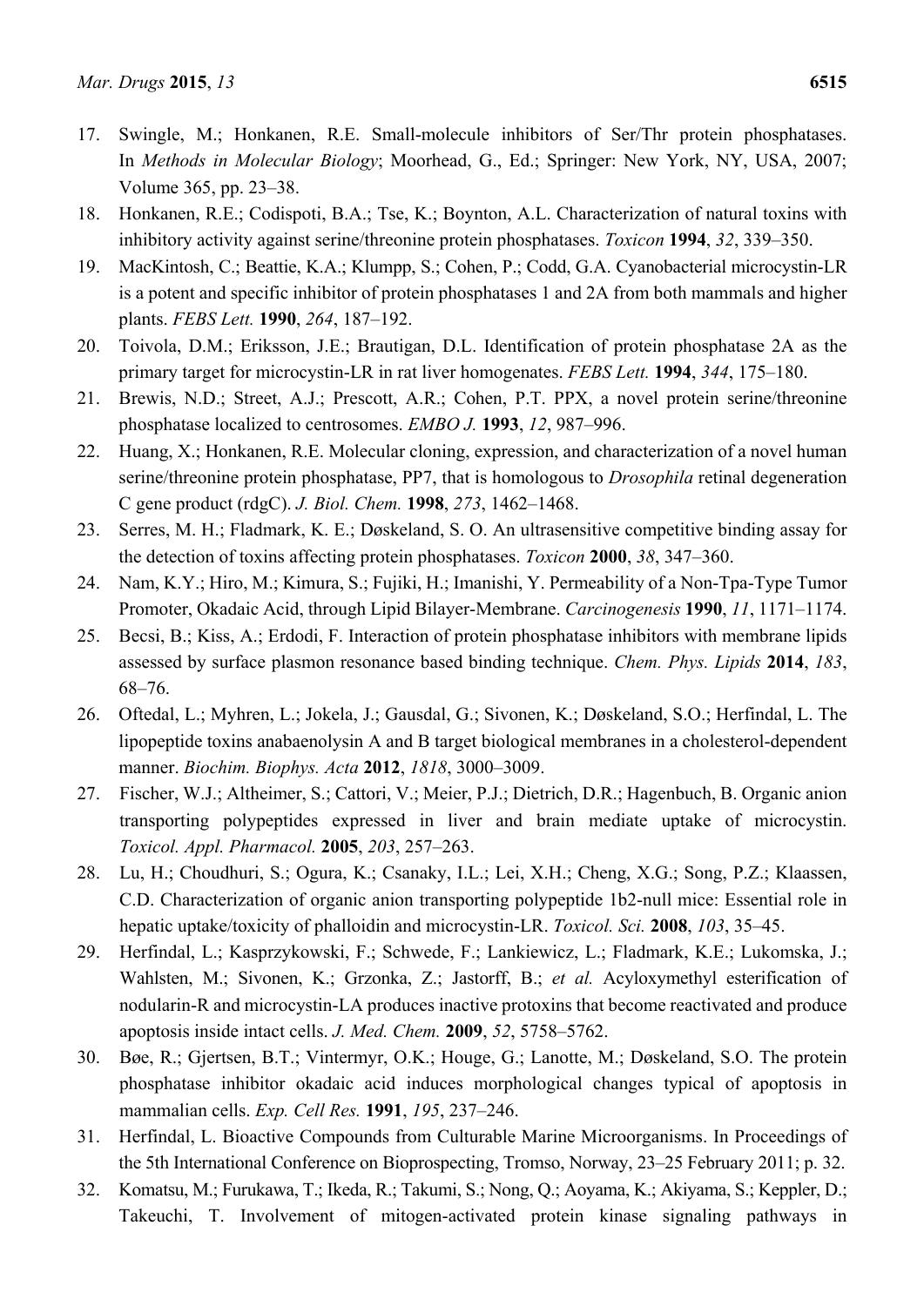17. Swingle, M.; Honkanen, R.E. Small-molecule inhibitors of Ser/Thr protein phosphatases. In *Methods in Molecular Biology*; Moorhead, G., Ed.; Springer: New York, NY, USA, 2007; Volume 365, pp. 23–38.
18. Honkanen, R.E.; Codispoti, B.A.; Tse, K.; Boynton, A.L. Characterization of natural toxins with inhibitory activity against serine/threonine protein phosphatases. *Toxicon* **1994**, *32*, 339–350.
19. MacKintosh, C.; Beattie, K.A.; Klumpp, S.; Cohen, P.; Codd, G.A. Cyanobacterial microcystin-LR is a potent and specific inhibitor of protein phosphatases 1 and 2A from both mammals and higher plants. *FEBS Lett.* **1990**, *264*, 187–192.
20. Toivola, D.M.; Eriksson, J.E.; Brautigan, D.L. Identification of protein phosphatase 2A as the primary target for microcystin-LR in rat liver homogenates. *FEBS Lett.* **1994**, *344*, 175–180.
21. Brewis, N.D.; Street, A.J.; Prescott, A.R.; Cohen, P.T. PPX, a novel protein serine/threonine phosphatase localized to centrosomes. *EMBO J.* **1993**, *12*, 987–996.
22. Huang, X.; Honkanen, R.E. Molecular cloning, expression, and characterization of a novel human serine/threonine protein phosphatase, PP7, that is homologous to *Drosophila* retinal degeneration C gene product (rdgC). *J. Biol. Chem.* **1998**, *273*, 1462–1468.
23. Serres, M. H.; Fladmark, K. E.; Døskeland, S. O. An ultrasensitive competitive binding assay for the detection of toxins affecting protein phosphatases. *Toxicon* **2000**, *38*, 347–360.
24. Nam, K.Y.; Hiro, M.; Kimura, S.; Fujiki, H.; Imanishi, Y. Permeability of a Non-Tpa-Type Tumor Promoter, Okadaic Acid, through Lipid Bilayer-Membrane. *Carcinogenesis* **1990**, *11*, 1171–1174.
25. Becsi, B.; Kiss, A.; Erdodi, F. Interaction of protein phosphatase inhibitors with membrane lipids assessed by surface plasmon resonance based binding technique. *Chem. Phys. Lipids* **2014**, *183*, 68–76.
26. Oftedal, L.; Myhren, L.; Jokela, J.; Gausdal, G.; Sivonen, K.; Døskeland, S.O.; Herfindal, L. The lipopeptide toxins anabaenolysin A and B target biological membranes in a cholesterol-dependent manner. *Biochim. Biophys. Acta* **2012**, *1818*, 3000–3009.
27. Fischer, W.J.; Altheimer, S.; Cattori, V.; Meier, P.J.; Dietrich, D.R.; Hagenbuch, B. Organic anion transporting polypeptides expressed in liver and brain mediate uptake of microcystin. *Toxicol. Appl. Pharmacol.* **2005**, *203*, 257–263.
28. Lu, H.; Choudhuri, S.; Ogura, K.; Csanaky, I.L.; Lei, X.H.; Cheng, X.G.; Song, P.Z.; Klaassen, C.D. Characterization of organic anion transporting polypeptide 1b2-null mice: Essential role in hepatic uptake/toxicity of phalloidin and microcystin-LR. *Toxicol. Sci.* **2008**, *103*, 35–45.
29. Herfindal, L.; Kasprzykowski, F.; Schwede, F.; Lankiewicz, L.; Fladmark, K.E.; Lukomska, J.; Wahlsten, M.; Sivonen, K.; Grzonka, Z.; Jastorff, B.; *et al.* Acyloxymethyl esterification of nodularin-R and microcystin-LA produces inactive protoxins that become reactivated and produce apoptosis inside intact cells. *J. Med. Chem.* **2009**, *52*, 5758–5762.
30. Bøe, R.; Gjertsen, B.T.; Vintermyr, O.K.; Houge, G.; Lanotte, M.; Døskeland, S.O. The protein phosphatase inhibitor okadaic acid induces morphological changes typical of apoptosis in mammalian cells. *Exp. Cell Res.* **1991**, *195*, 237–246.
31. Herfindal, L. Bioactive Compounds from Culturable Marine Microorganisms. In Proceedings of the 5th International Conference on Bioprospecting, Tromso, Norway, 23–25 February 2011; p. 32.
32. Komatsu, M.; Furukawa, T.; Ikeda, R.; Takumi, S.; Nong, Q.; Aoyama, K.; Akiyama, S.; Keppler, D.; Takeuchi, T. Involvement of mitogen-activated protein kinase signaling pathways in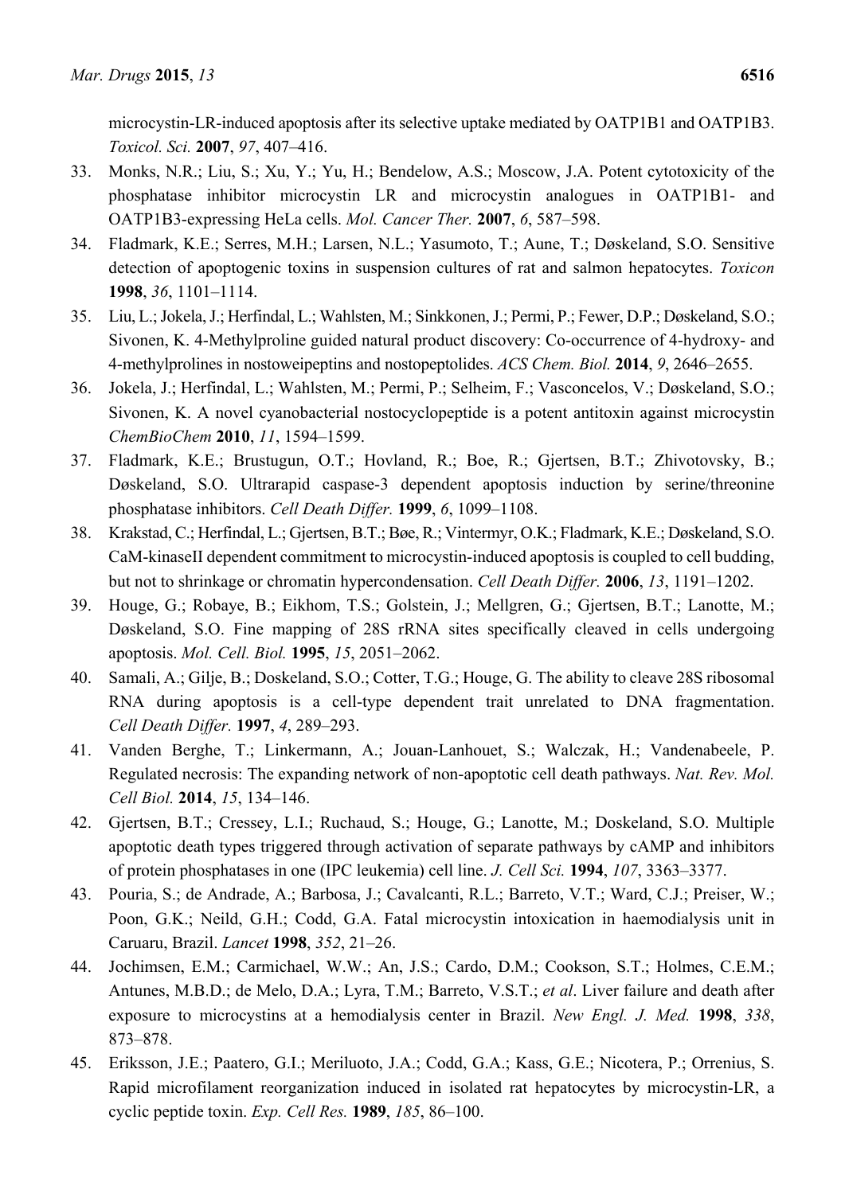microcystin-LR-induced apoptosis after its selective uptake mediated by OATP1B1 and OATP1B3. *Toxicol. Sci.* **2007**, *97*, 407–416.

33. Monks, N.R.; Liu, S.; Xu, Y.; Yu, H.; Bendelow, A.S.; Moscow, J.A. Potent cytotoxicity of the phosphatase inhibitor microcystin LR and microcystin analogues in OATP1B1- and OATP1B3-expressing HeLa cells. *Mol. Cancer Ther.* **2007**, *6*, 587–598.
34. Fladmark, K.E.; Serres, M.H.; Larsen, N.L.; Yasumoto, T.; Aune, T.; Døskeland, S.O. Sensitive detection of apoptogenic toxins in suspension cultures of rat and salmon hepatocytes. *Toxicon* **1998**, *36*, 1101–1114.
35. Liu, L.; Jokela, J.; Herfindal, L.; Wahlsten, M.; Sinkkonen, J.; Permi, P.; Fewer, D.P.; Døskeland, S.O.; Sivonen, K. 4-Methylproline guided natural product discovery: Co-occurrence of 4-hydroxy- and 4-methylprolines in nostoweipeptins and nostopeptolides. *ACS Chem. Biol.* **2014**, *9*, 2646–2655.
36. Jokela, J.; Herfindal, L.; Wahlsten, M.; Permi, P.; Selheim, F.; Vasconcelos, V.; Døskeland, S.O.; Sivonen, K. A novel cyanobacterial nostocyclopeptide is a potent antitoxin against microcystin *ChemBioChem* **2010**, *11*, 1594–1599.
37. Fladmark, K.E.; Brustugun, O.T.; Hovland, R.; Boe, R.; Gjertsen, B.T.; Zhivotovsky, B.; Døskeland, S.O. Ultrarapid caspase-3 dependent apoptosis induction by serine/threonine phosphatase inhibitors. *Cell Death Differ.* **1999**, *6*, 1099–1108.
38. Krakstad, C.; Herfindal, L.; Gjertsen, B.T.; Bøe, R.; Vintermyr, O.K.; Fladmark, K.E.; Døskeland, S.O. CaM-kinaseII dependent commitment to microcystin-induced apoptosis is coupled to cell budding, but not to shrinkage or chromatin hypercondensation. *Cell Death Differ.* **2006**, *13*, 1191–1202.
39. Houge, G.; Robaye, B.; Eikhom, T.S.; Golstein, J.; Mellgren, G.; Gjertsen, B.T.; Lanotte, M.; Døskeland, S.O. Fine mapping of 28S rRNA sites specifically cleaved in cells undergoing apoptosis. *Mol. Cell. Biol.* **1995**, *15*, 2051–2062.
40. Samali, A.; Gilje, B.; Doskeland, S.O.; Cotter, T.G.; Houge, G. The ability to cleave 28S ribosomal RNA during apoptosis is a cell-type dependent trait unrelated to DNA fragmentation. *Cell Death Differ.* **1997**, *4*, 289–293.
41. Vanden Berghe, T.; Linkermann, A.; Jouan-Lanhouet, S.; Walczak, H.; Vandenabeele, P. Regulated necrosis: The expanding network of non-apoptotic cell death pathways. *Nat. Rev. Mol. Cell Biol.* **2014**, *15*, 134–146.
42. Gjertsen, B.T.; Cressey, L.I.; Ruchaud, S.; Houge, G.; Lanotte, M.; Doskeland, S.O. Multiple apoptotic death types triggered through activation of separate pathways by cAMP and inhibitors of protein phosphatases in one (IPC leukemia) cell line. *J. Cell Sci.* **1994**, *107*, 3363–3377.
43. Pouria, S.; de Andrade, A.; Barbosa, J.; Cavalcanti, R.L.; Barreto, V.T.; Ward, C.J.; Preiser, W.; Poon, G.K.; Neild, G.H.; Codd, G.A. Fatal microcystin intoxication in haemodialysis unit in Caruaru, Brazil. *Lancet* **1998**, *352*, 21–26.
44. Jochimsen, E.M.; Carmichael, W.W.; An, J.S.; Cardo, D.M.; Cookson, S.T.; Holmes, C.E.M.; Antunes, M.B.D.; de Melo, D.A.; Lyra, T.M.; Barreto, V.S.T.; *et al*. Liver failure and death after exposure to microcystins at a hemodialysis center in Brazil. *New Engl. J. Med.* **1998**, *338*, 873–878.
45. Eriksson, J.E.; Paatero, G.I.; Meriluoto, J.A.; Codd, G.A.; Kass, G.E.; Nicotera, P.; Orrenius, S. Rapid microfilament reorganization induced in isolated rat hepatocytes by microcystin-LR, a cyclic peptide toxin. *Exp. Cell Res.* **1989**, *185*, 86–100.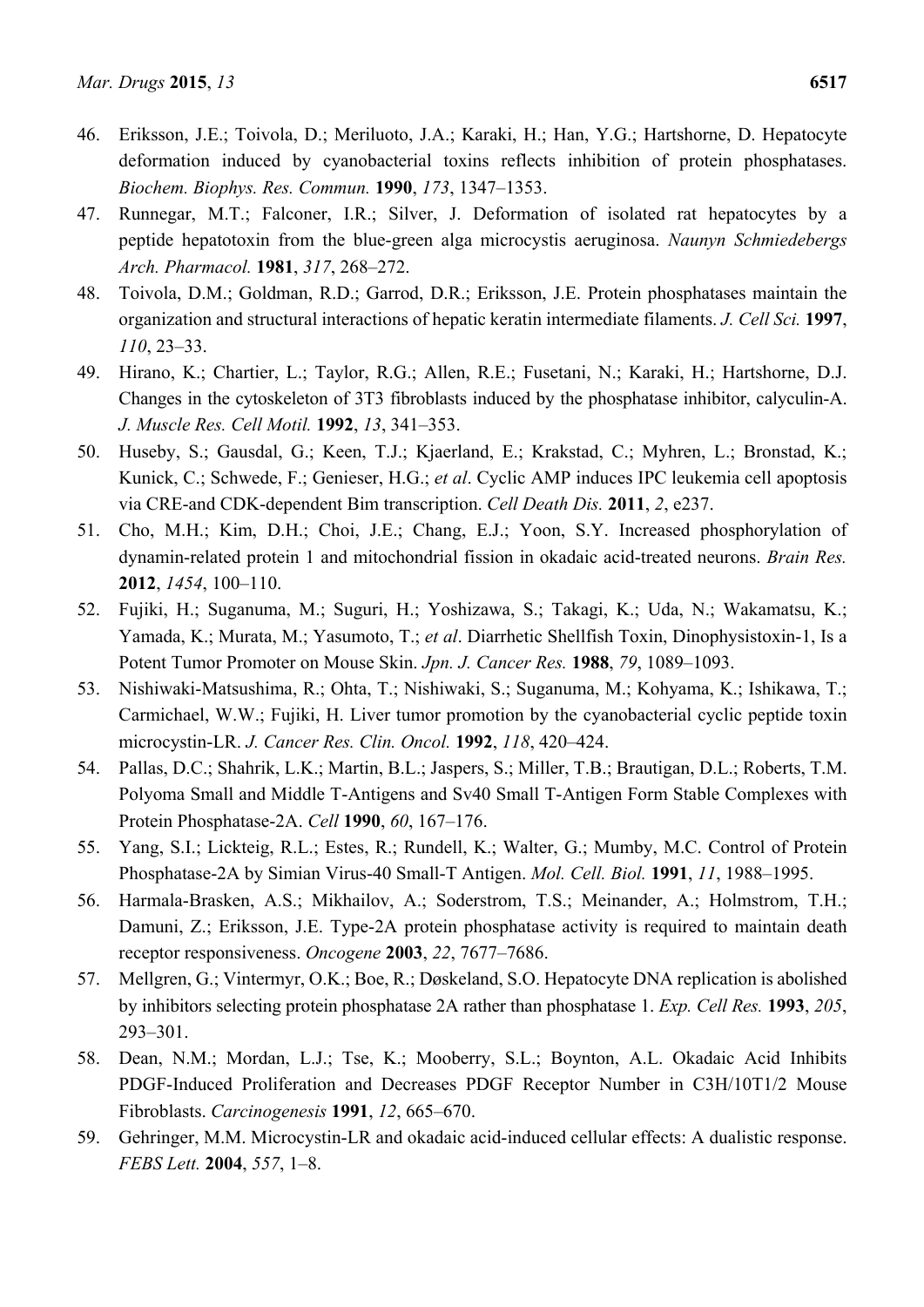46. Eriksson, J.E.; Toivola, D.; Meriluoto, J.A.; Karaki, H.; Han, Y.G.; Hartshorne, D. Hepatocyte deformation induced by cyanobacterial toxins reflects inhibition of protein phosphatases. *Biochem. Biophys. Res. Commun.* **1990**, *173*, 1347–1353.
47. Runnegar, M.T.; Falconer, I.R.; Silver, J. Deformation of isolated rat hepatocytes by a peptide hepatotoxin from the blue-green alga microcystis aeruginosa. *Naunyn Schmiedebergs Arch. Pharmacol.* **1981**, *317*, 268–272.
48. Toivola, D.M.; Goldman, R.D.; Garrod, D.R.; Eriksson, J.E. Protein phosphatases maintain the organization and structural interactions of hepatic keratin intermediate filaments. *J. Cell Sci.* **1997**, *110*, 23–33.
49. Hirano, K.; Chartier, L.; Taylor, R.G.; Allen, R.E.; Fusetani, N.; Karaki, H.; Hartshorne, D.J. Changes in the cytoskeleton of 3T3 fibroblasts induced by the phosphatase inhibitor, calyculin-A. *J. Muscle Res. Cell Motil.* **1992**, *13*, 341–353.
50. Huseby, S.; Gausdal, G.; Keen, T.J.; Kjaerland, E.; Krakstad, C.; Myhren, L.; Bronstad, K.; Kunick, C.; Schwede, F.; Genieser, H.G.; *et al*. Cyclic AMP induces IPC leukemia cell apoptosis via CRE-and CDK-dependent Bim transcription. *Cell Death Dis.* **2011**, *2*, e237.
51. Cho, M.H.; Kim, D.H.; Choi, J.E.; Chang, E.J.; Yoon, S.Y. Increased phosphorylation of dynamin-related protein 1 and mitochondrial fission in okadaic acid-treated neurons. *Brain Res.* **2012**, *1454*, 100–110.
52. Fujiki, H.; Suganuma, M.; Suguri, H.; Yoshizawa, S.; Takagi, K.; Uda, N.; Wakamatsu, K.; Yamada, K.; Murata, M.; Yasumoto, T.; *et al*. Diarrhetic Shellfish Toxin, Dinophysistoxin-1, Is a Potent Tumor Promoter on Mouse Skin. *Jpn. J. Cancer Res.* **1988**, *79*, 1089–1093.
53. Nishiwaki-Matsushima, R.; Ohta, T.; Nishiwaki, S.; Suganuma, M.; Kohyama, K.; Ishikawa, T.; Carmichael, W.W.; Fujiki, H. Liver tumor promotion by the cyanobacterial cyclic peptide toxin microcystin-LR. *J. Cancer Res. Clin. Oncol.* **1992**, *118*, 420–424.
54. Pallas, D.C.; Shahrik, L.K.; Martin, B.L.; Jaspers, S.; Miller, T.B.; Brautigan, D.L.; Roberts, T.M. Polyoma Small and Middle T-Antigens and Sv40 Small T-Antigen Form Stable Complexes with Protein Phosphatase-2A. *Cell* **1990**, *60*, 167–176.
55. Yang, S.I.; Lickteig, R.L.; Estes, R.; Rundell, K.; Walter, G.; Mumby, M.C. Control of Protein Phosphatase-2A by Simian Virus-40 Small-T Antigen. *Mol. Cell. Biol.* **1991**, *11*, 1988–1995.
56. Harmala-Brasken, A.S.; Mikhailov, A.; Soderstrom, T.S.; Meinander, A.; Holmstrom, T.H.; Damuni, Z.; Eriksson, J.E. Type-2A protein phosphatase activity is required to maintain death receptor responsiveness. *Oncogene* **2003**, *22*, 7677–7686.
57. Mellgren, G.; Vintermyr, O.K.; Boe, R.; Døskeland, S.O. Hepatocyte DNA replication is abolished by inhibitors selecting protein phosphatase 2A rather than phosphatase 1. *Exp. Cell Res.* **1993**, *205*, 293–301.
58. Dean, N.M.; Mordan, L.J.; Tse, K.; Mooberry, S.L.; Boynton, A.L. Okadaic Acid Inhibits PDGF-Induced Proliferation and Decreases PDGF Receptor Number in C3H/10T1/2 Mouse Fibroblasts. *Carcinogenesis* **1991**, *12*, 665–670.
59. Gehringer, M.M. Microcystin-LR and okadaic acid-induced cellular effects: A dualistic response. *FEBS Lett.* **2004**, *557*, 1–8.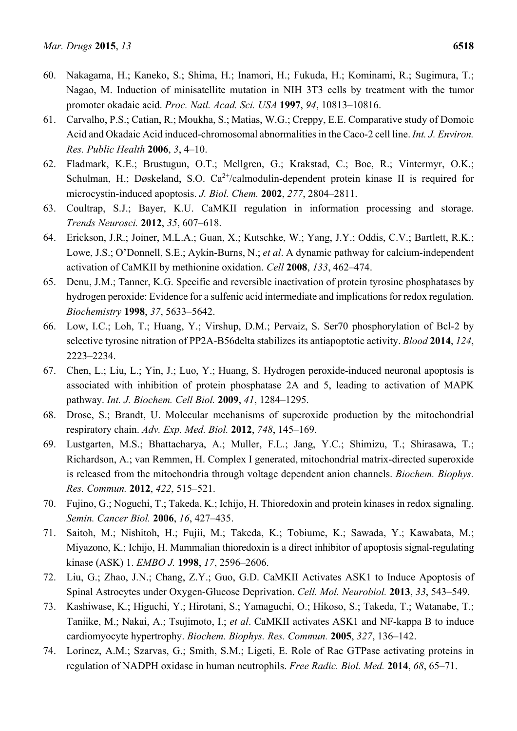60. Nakagama, H.; Kaneko, S.; Shima, H.; Inamori, H.; Fukuda, H.; Kominami, R.; Sugimura, T.; Nagao, M. Induction of minisatellite mutation in NIH 3T3 cells by treatment with the tumor promoter okadaic acid. *Proc. Natl. Acad. Sci. USA* **1997**, *94*, 10813–10816.
61. Carvalho, P.S.; Catian, R.; Moukha, S.; Matias, W.G.; Creppy, E.E. Comparative study of Domoic Acid and Okadaic Acid induced-chromosomal abnormalities in the Caco-2 cell line. *Int. J. Environ. Res. Public Health* **2006**, *3*, 4–10.
62. Fladmark, K.E.; Brustugun, O.T.; Mellgren, G.; Krakstad, C.; Boe, R.; Vintermyr, O.K.; Schulman, H.; Døskeland, S.O. $Ca^{2+}$/calmodulin-dependent protein kinase II is required for microcystin-induced apoptosis. *J. Biol. Chem.* **2002**, *277*, 2804–2811.
63. Coultrap, S.J.; Bayer, K.U. CaMKII regulation in information processing and storage. *Trends Neurosci.* **2012**, *35*, 607–618.
64. Erickson, J.R.; Joiner, M.L.A.; Guan, X.; Kutschke, W.; Yang, J.Y.; Oddis, C.V.; Bartlett, R.K.; Lowe, J.S.; O'Donnell, S.E.; Aykin-Burns, N.; *et al*. A dynamic pathway for calcium-independent activation of CaMKII by methionine oxidation. *Cell* **2008**, *133*, 462–474.
65. Denu, J.M.; Tanner, K.G. Specific and reversible inactivation of protein tyrosine phosphatases by hydrogen peroxide: Evidence for a sulfenic acid intermediate and implications for redox regulation. *Biochemistry* **1998**, *37*, 5633–5642.
66. Low, I.C.; Loh, T.; Huang, Y.; Virshup, D.M.; Pervaiz, S. Ser70 phosphorylation of Bcl-2 by selective tyrosine nitration of PP2A-B56delta stabilizes its antiapoptotic activity. *Blood* **2014**, *124*, 2223–2234.
67. Chen, L.; Liu, L.; Yin, J.; Luo, Y.; Huang, S. Hydrogen peroxide-induced neuronal apoptosis is associated with inhibition of protein phosphatase 2A and 5, leading to activation of MAPK pathway. *Int. J. Biochem. Cell Biol.* **2009**, *41*, 1284–1295.
68. Drose, S.; Brandt, U. Molecular mechanisms of superoxide production by the mitochondrial respiratory chain. *Adv. Exp. Med. Biol.* **2012**, *748*, 145–169.
69. Lustgarten, M.S.; Bhattacharya, A.; Muller, F.L.; Jang, Y.C.; Shimizu, T.; Shirasawa, T.; Richardson, A.; van Remmen, H. Complex I generated, mitochondrial matrix-directed superoxide is released from the mitochondria through voltage dependent anion channels. *Biochem. Biophys. Res. Commun.* **2012**, *422*, 515–521.
70. Fujino, G.; Noguchi, T.; Takeda, K.; Ichijo, H. Thioredoxin and protein kinases in redox signaling. *Semin. Cancer Biol.* **2006**, *16*, 427–435.
71. Saitoh, M.; Nishitoh, H.; Fujii, M.; Takeda, K.; Tobiume, K.; Sawada, Y.; Kawabata, M.; Miyazono, K.; Ichijo, H. Mammalian thioredoxin is a direct inhibitor of apoptosis signal-regulating kinase (ASK) 1. *EMBO J.* **1998**, *17*, 2596–2606.
72. Liu, G.; Zhao, J.N.; Chang, Z.Y.; Guo, G.D. CaMKII Activates ASK1 to Induce Apoptosis of Spinal Astrocytes under Oxygen-Glucose Deprivation. *Cell. Mol. Neurobiol.* **2013**, *33*, 543–549.
73. Kashiwase, K.; Higuchi, Y.; Hirotani, S.; Yamaguchi, O.; Hikoso, S.; Takeda, T.; Watanabe, T.; Taniike, M.; Nakai, A.; Tsujimoto, I.; *et al*. CaMKII activates ASK1 and NF-kappa B to induce cardiomyocyte hypertrophy. *Biochem. Biophys. Res. Commun.* **2005**, *327*, 136–142.
74. Lorincz, A.M.; Szarvas, G.; Smith, S.M.; Ligeti, E. Role of Rac GTPase activating proteins in regulation of NADPH oxidase in human neutrophils. *Free Radic. Biol. Med.* **2014**, *68*, 65–71.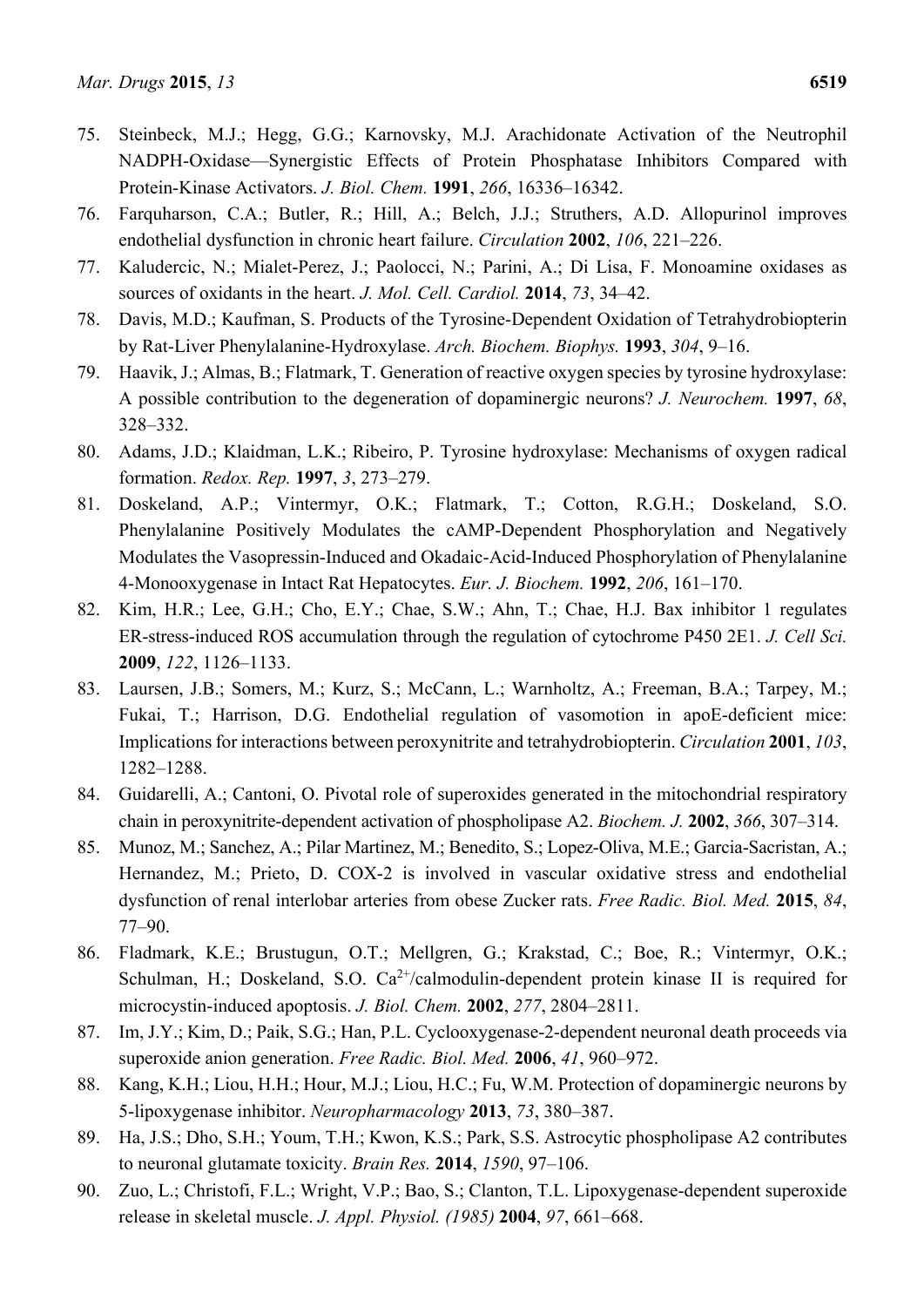75. Steinbeck, M.J.; Hegg, G.G.; Karnovsky, M.J. Arachidonate Activation of the Neutrophil NADPH-Oxidase—Synergistic Effects of Protein Phosphatase Inhibitors Compared with Protein-Kinase Activators. *J. Biol. Chem.* **1991**, *266*, 16336–16342.
76. Farquharson, C.A.; Butler, R.; Hill, A.; Belch, J.J.; Struthers, A.D. Allopurinol improves endothelial dysfunction in chronic heart failure. *Circulation* **2002**, *106*, 221–226.
77. Kaludercic, N.; Mialet-Perez, J.; Paolocci, N.; Parini, A.; Di Lisa, F. Monoamine oxidases as sources of oxidants in the heart. *J. Mol. Cell. Cardiol.* **2014**, *73*, 34–42.
78. Davis, M.D.; Kaufman, S. Products of the Tyrosine-Dependent Oxidation of Tetrahydrobiopterin by Rat-Liver Phenylalanine-Hydroxylase. *Arch. Biochem. Biophys.* **1993**, *304*, 9–16.
79. Haavik, J.; Almas, B.; Flatmark, T. Generation of reactive oxygen species by tyrosine hydroxylase: A possible contribution to the degeneration of dopaminergic neurons? *J. Neurochem.* **1997**, *68*, 328–332.
80. Adams, J.D.; Klaidman, L.K.; Ribeiro, P. Tyrosine hydroxylase: Mechanisms of oxygen radical formation. *Redox. Rep.* **1997**, *3*, 273–279.
81. Doskeland, A.P.; Vintermyr, O.K.; Flatmark, T.; Cotton, R.G.H.; Doskeland, S.O. Phenylalanine Positively Modulates the cAMP-Dependent Phosphorylation and Negatively Modulates the Vasopressin-Induced and Okadaic-Acid-Induced Phosphorylation of Phenylalanine 4-Monooxygenase in Intact Rat Hepatocytes. *Eur. J. Biochem.* **1992**, *206*, 161–170.
82. Kim, H.R.; Lee, G.H.; Cho, E.Y.; Chae, S.W.; Ahn, T.; Chae, H.J. Bax inhibitor 1 regulates ER-stress-induced ROS accumulation through the regulation of cytochrome P450 2E1. *J. Cell Sci.* **2009**, *122*, 1126–1133.
83. Laursen, J.B.; Somers, M.; Kurz, S.; McCann, L.; Warnholtz, A.; Freeman, B.A.; Tarpey, M.; Fukai, T.; Harrison, D.G. Endothelial regulation of vasomotion in apoE-deficient mice: Implications for interactions between peroxynitrite and tetrahydrobiopterin. *Circulation* **2001**, *103*, 1282–1288.
84. Guidarelli, A.; Cantoni, O. Pivotal role of superoxides generated in the mitochondrial respiratory chain in peroxynitrite-dependent activation of phospholipase A2. *Biochem. J.* **2002**, *366*, 307–314.
85. Munoz, M.; Sanchez, A.; Pilar Martinez, M.; Benedito, S.; Lopez-Oliva, M.E.; Garcia-Sacristan, A.; Hernandez, M.; Prieto, D. COX-2 is involved in vascular oxidative stress and endothelial dysfunction of renal interlobar arteries from obese Zucker rats. *Free Radic. Biol. Med.* **2015**, *84*, 77–90.
86. Fladmark, K.E.; Brustugun, O.T.; Mellgren, G.; Krakstad, C.; Boe, R.; Vintermyr, O.K.; Schulman, H.; Doskeland, S.O. $Ca^{2+}$/calmodulin-dependent protein kinase II is required for microcystin-induced apoptosis. *J. Biol. Chem.* **2002**, *277*, 2804–2811.
87. Im, J.Y.; Kim, D.; Paik, S.G.; Han, P.L. Cyclooxygenase-2-dependent neuronal death proceeds via superoxide anion generation. *Free Radic. Biol. Med.* **2006**, *41*, 960–972.
88. Kang, K.H.; Liou, H.H.; Hour, M.J.; Liou, H.C.; Fu, W.M. Protection of dopaminergic neurons by 5-lipoxygenase inhibitor. *Neuropharmacology* **2013**, *73*, 380–387.
89. Ha, J.S.; Dho, S.H.; Youm, T.H.; Kwon, K.S.; Park, S.S. Astrocytic phospholipase A2 contributes to neuronal glutamate toxicity. *Brain Res.* **2014**, *1590*, 97–106.
90. Zuo, L.; Christofi, F.L.; Wright, V.P.; Bao, S.; Clanton, T.L. Lipoxygenase-dependent superoxide release in skeletal muscle. *J. Appl. Physiol. (1985)* **2004**, *97*, 661–668.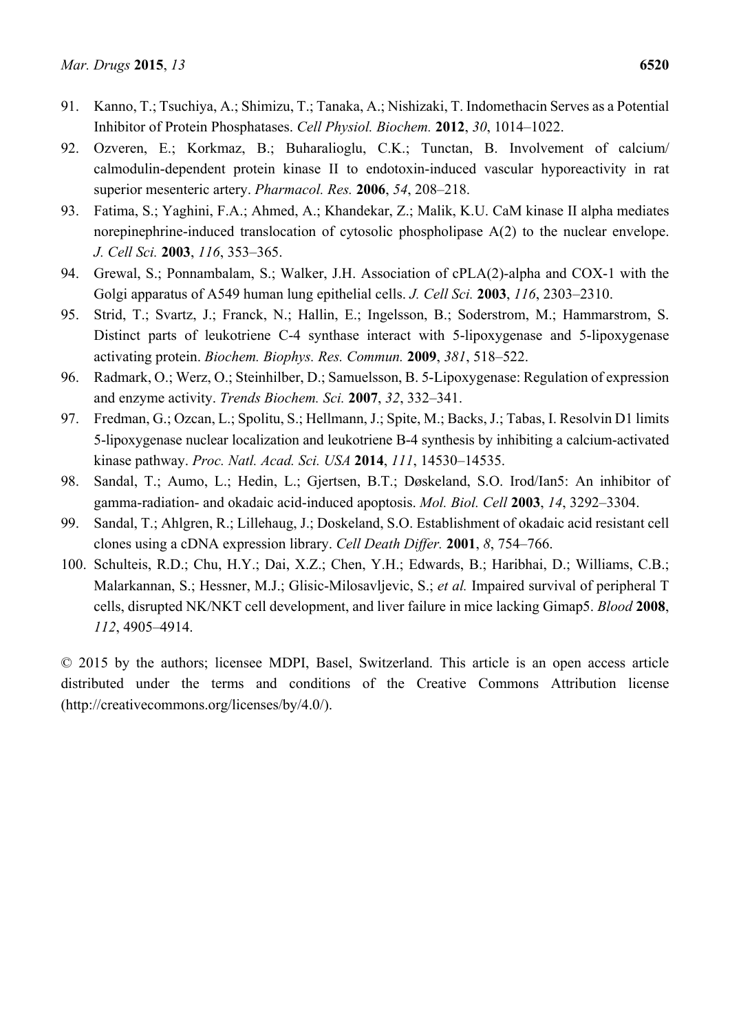91. Kanno, T.; Tsuchiya, A.; Shimizu, T.; Tanaka, A.; Nishizaki, T. Indomethacin Serves as a Potential Inhibitor of Protein Phosphatases. *Cell Physiol. Biochem.* **2012**, *30*, 1014–1022.
92. Ozveren, E.; Korkmaz, B.; Buharalioglu, C.K.; Tunctan, B. Involvement of calcium/calmodulin-dependent protein kinase II to endotoxin-induced vascular hyporeactivity in rat superior mesenteric artery. *Pharmacol. Res.* **2006**, *54*, 208–218.
93. Fatima, S.; Yaghini, F.A.; Ahmed, A.; Khandekar, Z.; Malik, K.U. CaM kinase II alpha mediates norepinephrine-induced translocation of cytosolic phospholipase A(2) to the nuclear envelope. *J. Cell Sci.* **2003**, *116*, 353–365.
94. Grewal, S.; Ponnambalam, S.; Walker, J.H. Association of cPLA(2)-alpha and COX-1 with the Golgi apparatus of A549 human lung epithelial cells. *J. Cell Sci.* **2003**, *116*, 2303–2310.
95. Strid, T.; Svartz, J.; Franck, N.; Hallin, E.; Ingelsson, B.; Soderstrom, M.; Hammarstrom, S. Distinct parts of leukotriene C-4 synthase interact with 5-lipoxygenase and 5-lipoxygenase activating protein. *Biochem. Biophys. Res. Commun.* **2009**, *381*, 518–522.
96. Radmark, O.; Werz, O.; Steinhilber, D.; Samuelsson, B. 5-Lipoxygenase: Regulation of expression and enzyme activity. *Trends Biochem. Sci.* **2007**, *32*, 332–341.
97. Fredman, G.; Ozcan, L.; Spolitu, S.; Hellmann, J.; Spite, M.; Backs, J.; Tabas, I. Resolvin D1 limits 5-lipoxygenase nuclear localization and leukotriene B-4 synthesis by inhibiting a calcium-activated kinase pathway. *Proc. Natl. Acad. Sci. USA* **2014**, *111*, 14530–14535.
98. Sandal, T.; Aumo, L.; Hedin, L.; Gjertsen, B.T.; Døskeland, S.O. Irod/Ian5: An inhibitor of gamma-radiation- and okadaic acid-induced apoptosis. *Mol. Biol. Cell* **2003**, *14*, 3292–3304.
99. Sandal, T.; Ahlgren, R.; Lillehaug, J.; Doskeland, S.O. Establishment of okadaic acid resistant cell clones using a cDNA expression library. *Cell Death Differ.* **2001**, *8*, 754–766.
100. Schulteis, R.D.; Chu, H.Y.; Dai, X.Z.; Chen, Y.H.; Edwards, B.; Haribhai, D.; Williams, C.B.; Malarkannan, S.; Hessner, M.J.; Glisic-Milosavljevic, S.; *et al.* Impaired survival of peripheral T cells, disrupted NK/NKT cell development, and liver failure in mice lacking Gimap5. *Blood* **2008**, *112*, 4905–4914.

© 2015 by the authors; licensee MDPI, Basel, Switzerland. This article is an open access article distributed under the terms and conditions of the Creative Commons Attribution license (http://creativecommons.org/licenses/by/4.0/).